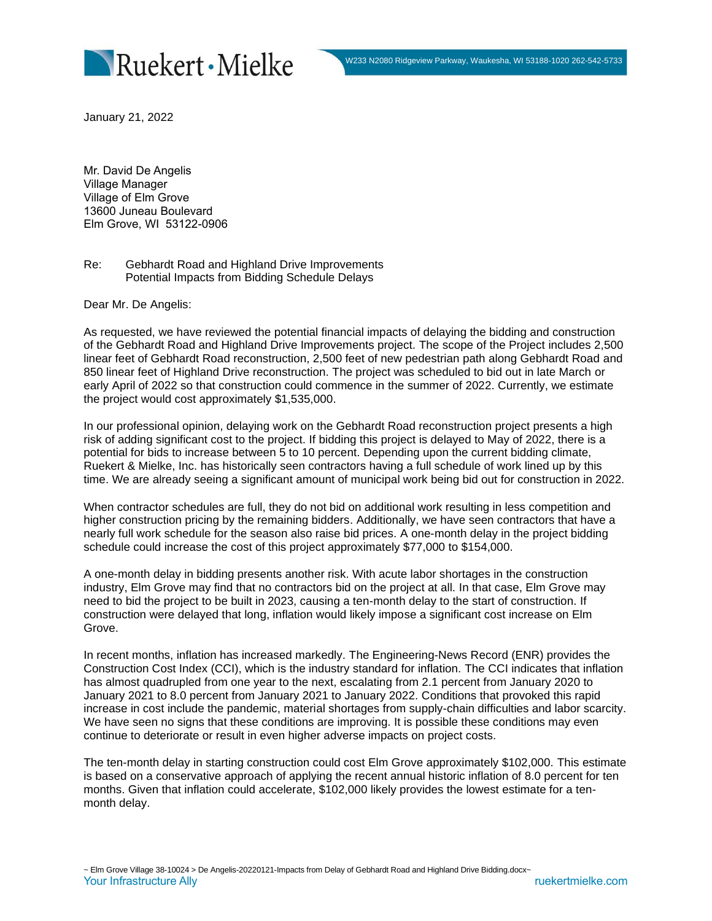Ruekert · Mielke

W233 N2080 Ridgeview Parkway, Waukesha, WI 53188-1020 262-542-5733

January 21, 2022

Mr. David De Angelis
Village Manager
Village of Elm Grove
13600 Juneau Boulevard
Elm Grove, WI 53122-0906

Re: Gebhardt Road and Highland Drive Improvements
Potential Impacts from Bidding Schedule Delays

Dear Mr. De Angelis:

As requested, we have reviewed the potential financial impacts of delaying the bidding and construction of the Gebhardt Road and Highland Drive Improvements project. The scope of the Project includes 2,500 linear feet of Gebhardt Road reconstruction, 2,500 feet of new pedestrian path along Gebhardt Road and 850 linear feet of Highland Drive reconstruction. The project was scheduled to bid out in late March or early April of 2022 so that construction could commence in the summer of 2022. Currently, we estimate the project would cost approximately $1,535,000.

In our professional opinion, delaying work on the Gebhardt Road reconstruction project presents a high risk of adding significant cost to the project. If bidding this project is delayed to May of 2022, there is a potential for bids to increase between 5 to 10 percent. Depending upon the current bidding climate, Ruekert & Mielke, Inc. has historically seen contractors having a full schedule of work lined up by this time. We are already seeing a significant amount of municipal work being bid out for construction in 2022.

When contractor schedules are full, they do not bid on additional work resulting in less competition and higher construction pricing by the remaining bidders. Additionally, we have seen contractors that have a nearly full work schedule for the season also raise bid prices. A one-month delay in the project bidding schedule could increase the cost of this project approximately $77,000 to $154,000.

A one-month delay in bidding presents another risk. With acute labor shortages in the construction industry, Elm Grove may find that no contractors bid on the project at all. In that case, Elm Grove may need to bid the project to be built in 2023, causing a ten-month delay to the start of construction. If construction were delayed that long, inflation would likely impose a significant cost increase on Elm Grove.

In recent months, inflation has increased markedly. The Engineering-News Record (ENR) provides the Construction Cost Index (CCI), which is the industry standard for inflation. The CCI indicates that inflation has almost quadrupled from one year to the next, escalating from 2.1 percent from January 2020 to January 2021 to 8.0 percent from January 2021 to January 2022. Conditions that provoked this rapid increase in cost include the pandemic, material shortages from supply-chain difficulties and labor scarcity. We have seen no signs that these conditions are improving. It is possible these conditions may even continue to deteriorate or result in even higher adverse impacts on project costs.

The ten-month delay in starting construction could cost Elm Grove approximately $102,000. This estimate is based on a conservative approach of applying the recent annual historic inflation of 8.0 percent for ten months. Given that inflation could accelerate, $102,000 likely provides the lowest estimate for a ten-month delay.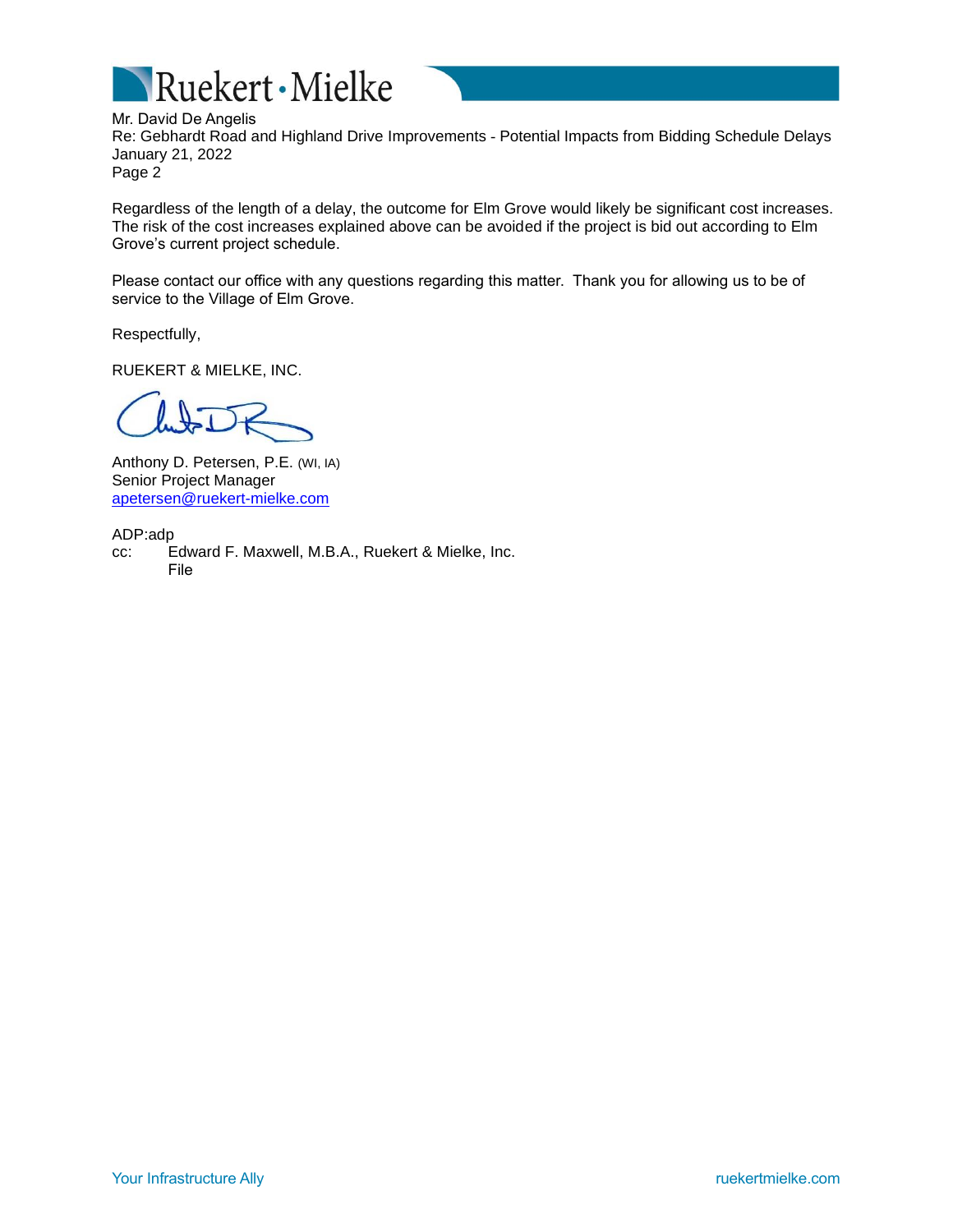Regardless of the length of a delay, the outcome for Elm Grove would likely be significant cost increases. The risk of the cost increases explained above can be avoided if the project is bid out according to Elm Grove's current project schedule.

Please contact our office with any questions regarding this matter. Thank you for allowing us to be of service to the Village of Elm Grove.

Respectfully,

RUEKERT & MIELKE, INC.

Anthony D. Petersen, P.E. (WI, IA)
Senior Project Manager
apetersen@ruekert-mielke.com

ADP:adp
cc: Edward F. Maxwell, M.B.A., Ruekert & Mielke, Inc.
File